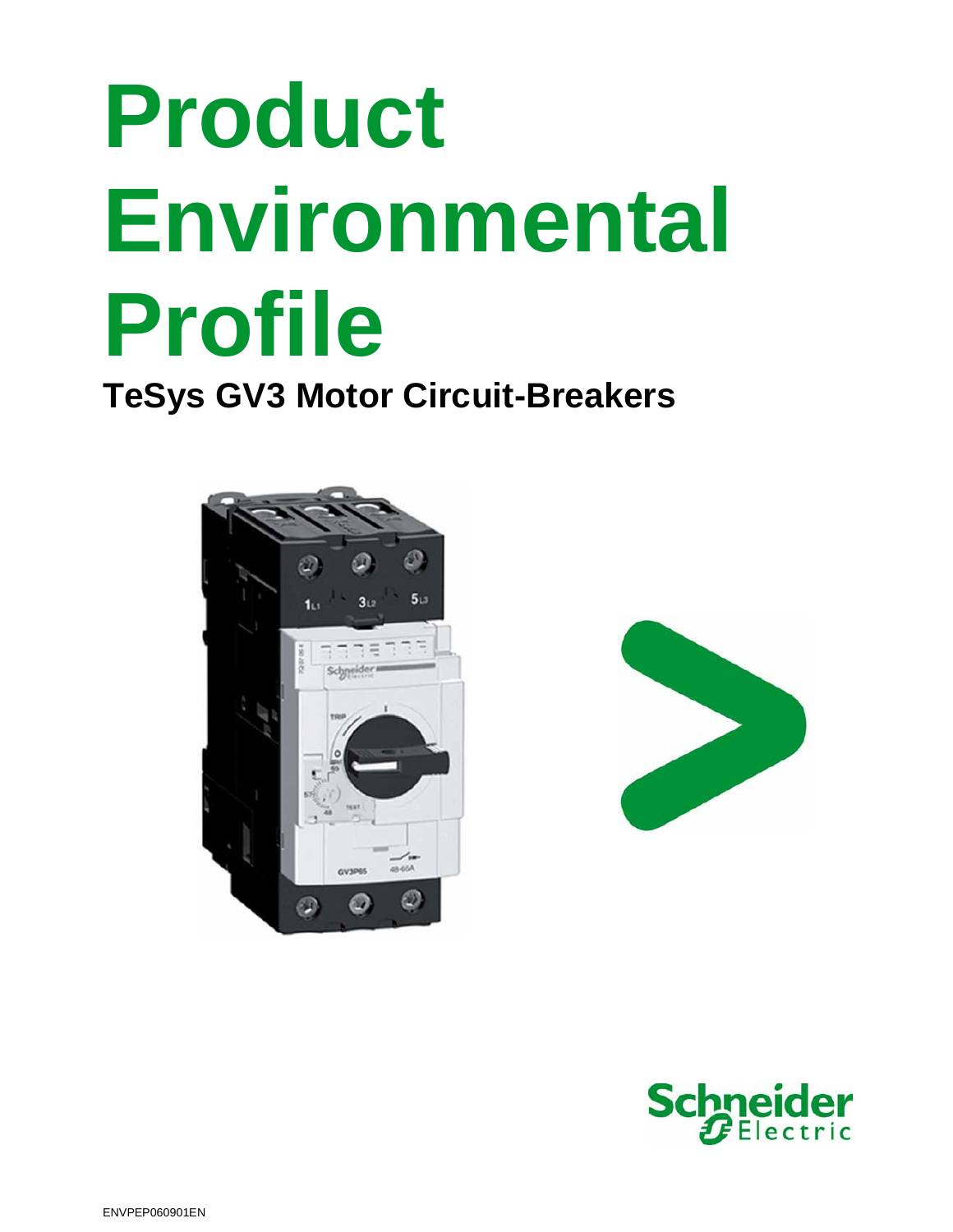# Product Environmental Profile

## TeSys GV3 Motor Circuit-Breakers

ENVPEP060901EN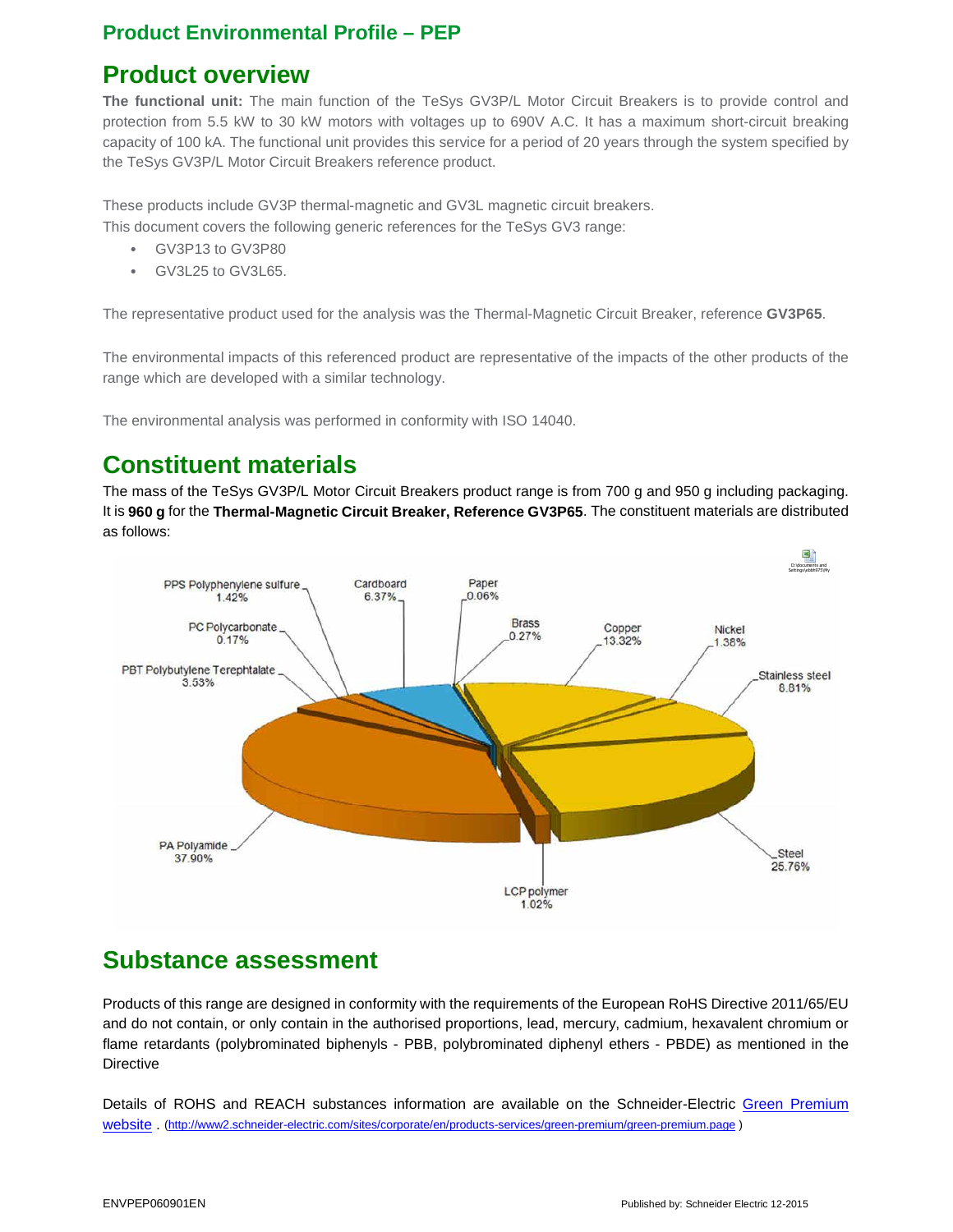## Product Environmental Profile – PEP

# Product overview

**The functional unit:** The main function of the TeSys GV3P/L Motor Circuit Breakers is to provide control and protection from 5.5 kW to 30 kW motors with voltages up to 690V A.C. It has a maximum short-circuit breaking capacity of 100 kA. The functional unit provides this service for a period of 20 years through the system specified by the TeSys GV3P/L Motor Circuit Breakers reference product.

These products include GV3P thermal-magnetic and GV3L magnetic circuit breakers.
This document covers the following generic references for the TeSys GV3 range:

- GV3P13 to GV3P80
- GV3L25 to GV3L65.

The representative product used for the analysis was the Thermal-Magnetic Circuit Breaker, reference **GV3P65**.

The environmental impacts of this referenced product are representative of the impacts of the other products of the range which are developed with a similar technology.

The environmental analysis was performed in conformity with ISO 14040.

# Constituent materials

The mass of the TeSys GV3P/L Motor Circuit Breakers product range is from 700 g and 950 g including packaging. It is **960 g** for the **Thermal-Magnetic Circuit Breaker, Reference GV3P65**. The constituent materials are distributed as follows:

| Material | Share |
|---|---|
| PA Polyamide | 37.90% |
| Steel | 25.76% |
| Copper | 13.32% |
| Stainless steel | 8.81% |
| Cardboard | 6.37% |
| PBT Polybutylene Terephtalate | 3.53% |
| PPS Polyphenylene sulfure | 1.42% |
| Nickel | 1.38% |
| LCP polymer | 1.02% |
| Brass | 0.27% |
| PC Polycarbonate | 0.17% |
| Paper | 0.06% |

# Substance assessment

Products of this range are designed in conformity with the requirements of the European RoHS Directive 2011/65/EU and do not contain, or only contain in the authorised proportions, lead, mercury, cadmium, hexavalent chromium or flame retardants (polybrominated biphenyls - PBB, polybrominated diphenyl ethers - PBDE) as mentioned in the Directive

Details of ROHS and REACH substances information are available on the Schneider-Electric Green Premium website . (http://www2.schneider-electric.com/sites/corporate/en/products-services/green-premium/green-premium.page )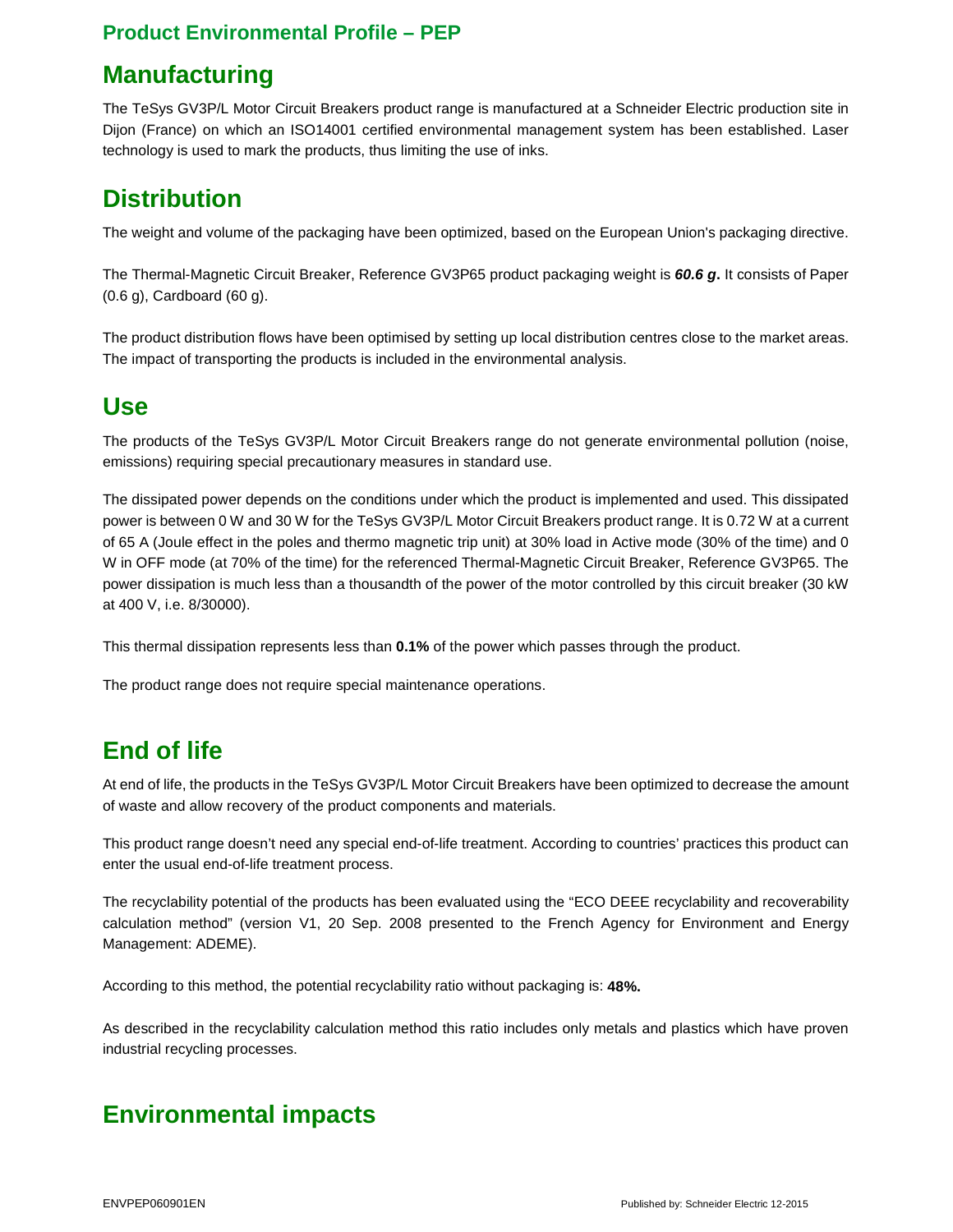## Manufacturing

The TeSys GV3P/L Motor Circuit Breakers product range is manufactured at a Schneider Electric production site in Dijon (France) on which an ISO14001 certified environmental management system has been established. Laser technology is used to mark the products, thus limiting the use of inks.

## Distribution

The weight and volume of the packaging have been optimized, based on the European Union's packaging directive.

The Thermal-Magnetic Circuit Breaker, Reference GV3P65 product packaging weight is ***60.6 g*****.** It consists of Paper (0.6 g), Cardboard (60 g).

The product distribution flows have been optimised by setting up local distribution centres close to the market areas. The impact of transporting the products is included in the environmental analysis.

## Use

The products of the TeSys GV3P/L Motor Circuit Breakers range do not generate environmental pollution (noise, emissions) requiring special precautionary measures in standard use.

The dissipated power depends on the conditions under which the product is implemented and used. This dissipated power is between 0 W and 30 W for the TeSys GV3P/L Motor Circuit Breakers product range. It is 0.72 W at a current of 65 A (Joule effect in the poles and thermo magnetic trip unit) at 30% load in Active mode (30% of the time) and 0 W in OFF mode (at 70% of the time) for the referenced Thermal-Magnetic Circuit Breaker, Reference GV3P65. The power dissipation is much less than a thousandth of the power of the motor controlled by this circuit breaker (30 kW at 400 V, i.e. 8/30000).

This thermal dissipation represents less than **0.1%** of the power which passes through the product.

The product range does not require special maintenance operations.

## End of life

At end of life, the products in the TeSys GV3P/L Motor Circuit Breakers have been optimized to decrease the amount of waste and allow recovery of the product components and materials.

This product range doesn't need any special end-of-life treatment. According to countries' practices this product can enter the usual end-of-life treatment process.

The recyclability potential of the products has been evaluated using the "ECO DEEE recyclability and recoverability calculation method" (version V1, 20 Sep. 2008 presented to the French Agency for Environment and Energy Management: ADEME).

According to this method, the potential recyclability ratio without packaging is: **48%.**

As described in the recyclability calculation method this ratio includes only metals and plastics which have proven industrial recycling processes.

## Environmental impacts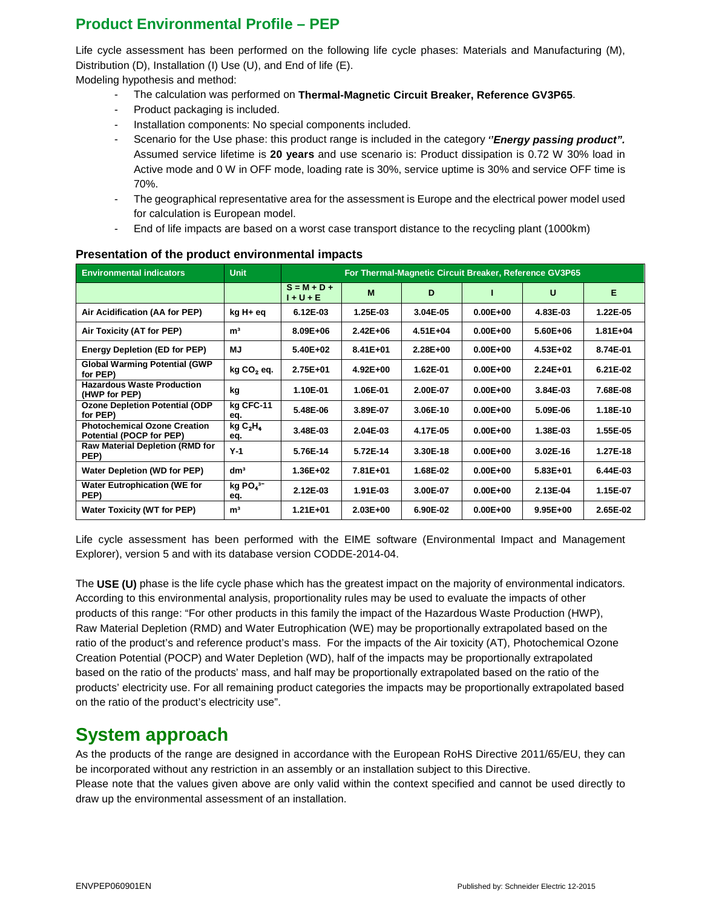## Product Environmental Profile – PEP

Life cycle assessment has been performed on the following life cycle phases: Materials and Manufacturing (M), Distribution (D), Installation (I) Use (U), and End of life (E).

Modeling hypothesis and method:

- The calculation was performed on **Thermal-Magnetic Circuit Breaker, Reference GV3P65**.
- Product packaging is included.
- Installation components: No special components included.
- Scenario for the Use phase: this product range is included in the category ***''Energy passing product".*** Assumed service lifetime is **20 years** and use scenario is: Product dissipation is 0.72 W 30% load in Active mode and 0 W in OFF mode, loading rate is 30%, service uptime is 30% and service OFF time is 70%.
- The geographical representative area for the assessment is Europe and the electrical power model used for calculation is European model.
- End of life impacts are based on a worst case transport distance to the recycling plant (1000km)

### Presentation of the product environmental impacts

| Environmental indicators | Unit | For Thermal-Magnetic Circuit Breaker, Reference GV3P65 | | | | | |
|---|---|---|---|---|---|---|---|
| | | S = M + D + I + U + E | M | D | I | U | E |
| Air Acidification (AA for PEP) | kg H+ eq | 6.12E-03 | 1.25E-03 | 3.04E-05 | 0.00E+00 | 4.83E-03 | 1.22E-05 |
| Air Toxicity (AT for PEP) | m³ | 8.09E+06 | 2.42E+06 | 4.51E+04 | 0.00E+00 | 5.60E+06 | 1.81E+04 |
| Energy Depletion (ED for PEP) | MJ | 5.40E+02 | 8.41E+01 | 2.28E+00 | 0.00E+00 | 4.53E+02 | 8.74E-01 |
| Global Warming Potential (GWP for PEP) | kg $CO_2$ eq. | 2.75E+01 | 4.92E+00 | 1.62E-01 | 0.00E+00 | 2.24E+01 | 6.21E-02 |
| Hazardous Waste Production (HWP for PEP) | kg | 1.10E-01 | 1.06E-01 | 2.00E-07 | 0.00E+00 | 3.84E-03 | 7.68E-08 |
| Ozone Depletion Potential (ODP for PEP) | kg CFC-11 eq. | 5.48E-06 | 3.89E-07 | 3.06E-10 | 0.00E+00 | 5.09E-06 | 1.18E-10 |
| Photochemical Ozone Creation Potential (POCP for PEP) | kg $C_2H_4$ eq. | 3.48E-03 | 2.04E-03 | 4.17E-05 | 0.00E+00 | 1.38E-03 | 1.55E-05 |
| Raw Material Depletion (RMD for PEP) | Y-1 | 5.76E-14 | 5.72E-14 | 3.30E-18 | 0.00E+00 | 3.02E-16 | 1.27E-18 |
| Water Depletion (WD for PEP) | dm³ | 1.36E+02 | 7.81E+01 | 1.68E-02 | 0.00E+00 | 5.83E+01 | 6.44E-03 |
| Water Eutrophication (WE for PEP) | kg $PO_4^{3-}$ eq. | 2.12E-03 | 1.91E-03 | 3.00E-07 | 0.00E+00 | 2.13E-04 | 1.15E-07 |
| Water Toxicity (WT for PEP) | m³ | 1.21E+01 | 2.03E+00 | 6.90E-02 | 0.00E+00 | 9.95E+00 | 2.65E-02 |

Life cycle assessment has been performed with the EIME software (Environmental Impact and Management Explorer), version 5 and with its database version CODDE-2014-04.

The **USE (U)** phase is the life cycle phase which has the greatest impact on the majority of environmental indicators. According to this environmental analysis, proportionality rules may be used to evaluate the impacts of other products of this range: "For other products in this family the impact of the Hazardous Waste Production (HWP), Raw Material Depletion (RMD) and Water Eutrophication (WE) may be proportionally extrapolated based on the ratio of the product's and reference product's mass. For the impacts of the Air toxicity (AT), Photochemical Ozone Creation Potential (POCP) and Water Depletion (WD), half of the impacts may be proportionally extrapolated based on the ratio of the products' mass, and half may be proportionally extrapolated based on the ratio of the products' electricity use. For all remaining product categories the impacts may be proportionally extrapolated based on the ratio of the product's electricity use".

# System approach

As the products of the range are designed in accordance with the European RoHS Directive 2011/65/EU, they can be incorporated without any restriction in an assembly or an installation subject to this Directive.

Please note that the values given above are only valid within the context specified and cannot be used directly to draw up the environmental assessment of an installation.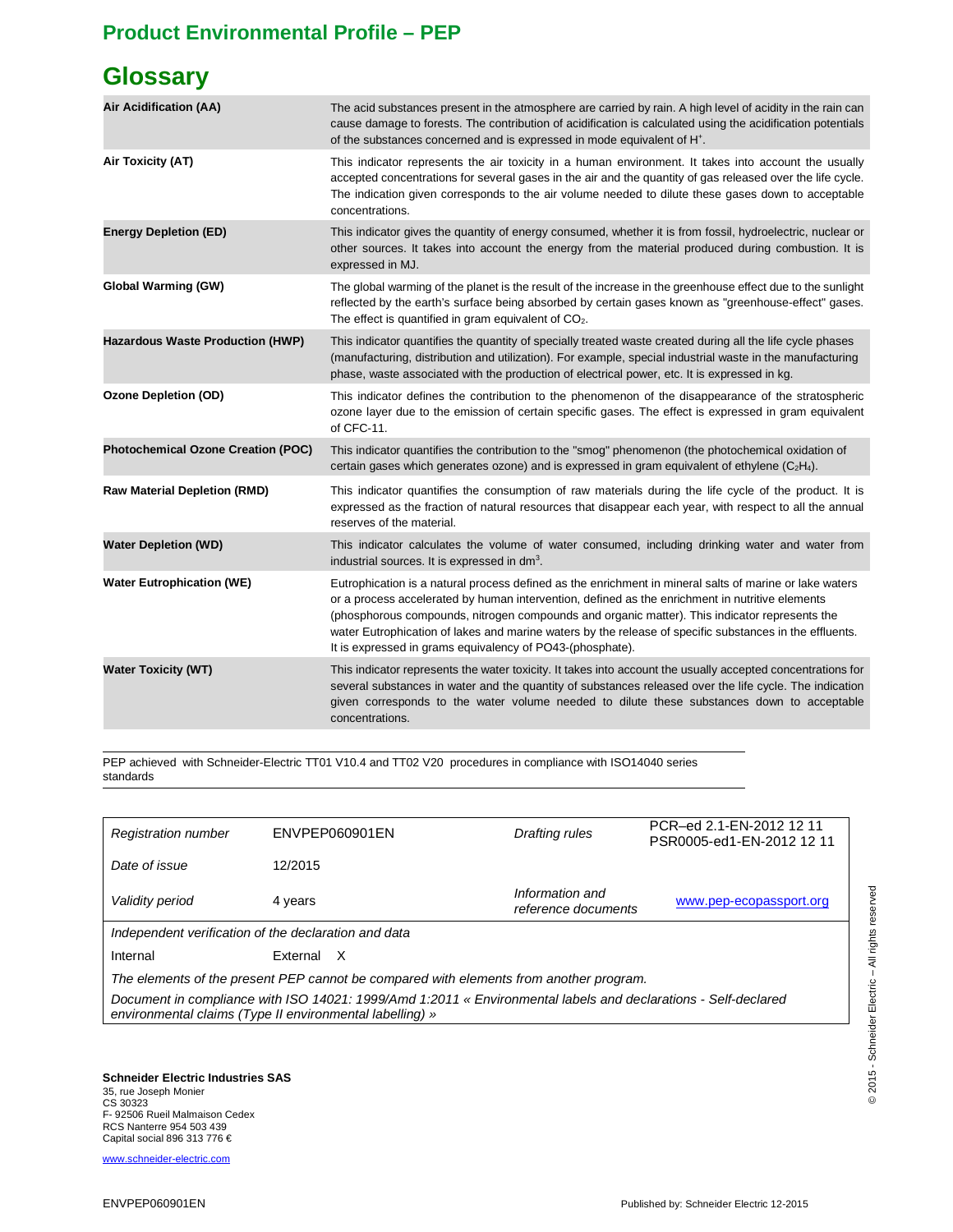# Product Environmental Profile – PEP

# Glossary

| | |
|---|---|
| **Air Acidification (AA)** | The acid substances present in the atmosphere are carried by rain. A high level of acidity in the rain can cause damage to forests. The contribution of acidification is calculated using the acidification potentials of the substances concerned and is expressed in mode equivalent of $H^+$. |
| **Air Toxicity (AT)** | This indicator represents the air toxicity in a human environment. It takes into account the usually accepted concentrations for several gases in the air and the quantity of gas released over the life cycle. The indication given corresponds to the air volume needed to dilute these gases down to acceptable concentrations. |
| **Energy Depletion (ED)** | This indicator gives the quantity of energy consumed, whether it is from fossil, hydroelectric, nuclear or other sources. It takes into account the energy from the material produced during combustion. It is expressed in MJ. |
| **Global Warming (GW)** | The global warming of the planet is the result of the increase in the greenhouse effect due to the sunlight reflected by the earth's surface being absorbed by certain gases known as "greenhouse-effect" gases. The effect is quantified in gram equivalent of $CO_2$. |
| **Hazardous Waste Production (HWP)** | This indicator quantifies the quantity of specially treated waste created during all the life cycle phases (manufacturing, distribution and utilization). For example, special industrial waste in the manufacturing phase, waste associated with the production of electrical power, etc. It is expressed in kg. |
| **Ozone Depletion (OD)** | This indicator defines the contribution to the phenomenon of the disappearance of the stratospheric ozone layer due to the emission of certain specific gases. The effect is expressed in gram equivalent of CFC-11. |
| **Photochemical Ozone Creation (POC)** | This indicator quantifies the contribution to the "smog" phenomenon (the photochemical oxidation of certain gases which generates ozone) and is expressed in gram equivalent of ethylene ($C_2H_4$). |
| **Raw Material Depletion (RMD)** | This indicator quantifies the consumption of raw materials during the life cycle of the product. It is expressed as the fraction of natural resources that disappear each year, with respect to all the annual reserves of the material. |
| **Water Depletion (WD)** | This indicator calculates the volume of water consumed, including drinking water and water from industrial sources. It is expressed in $dm^3$. |
| **Water Eutrophication (WE)** | Eutrophication is a natural process defined as the enrichment in mineral salts of marine or lake waters or a process accelerated by human intervention, defined as the enrichment in nutritive elements (phosphorous compounds, nitrogen compounds and organic matter). This indicator represents the water Eutrophication of lakes and marine waters by the release of specific substances in the effluents. It is expressed in grams equivalency of PO43-(phosphate). |
| **Water Toxicity (WT)** | This indicator represents the water toxicity. It takes into account the usually accepted concentrations for several substances in water and the quantity of substances released over the life cycle. The indication given corresponds to the water volume needed to dilute these substances down to acceptable concentrations. |

PEP achieved with Schneider-Electric TT01 V10.4 and TT02 V20 procedures in compliance with ISO14040 series standards

| | | | |
|---|---|---|---|
| *Registration number* | ENVPEP060901EN | *Drafting rules* | PCR–ed 2.1-EN-2012 12 11<br>PSR0005-ed1-EN-2012 12 11 |
| *Date of issue* | 12/2015 | | |
| *Validity period* | 4 years | *Information and reference documents* | www.pep-ecopassport.org |
| *Independent verification of the declaration and data* | | | |
| Internal | External X | | |
| *The elements of the present PEP cannot be compared with elements from another program.* | | | |
| *Document in compliance with ISO 14021: 1999/Amd 1:2011 « Environmental labels and declarations - Self-declared environmental claims (Type II environmental labelling) »* | | | |

**Schneider Electric Industries SAS**
35, rue Joseph Monier
CS 30323
F- 92506 Rueil Malmaison Cedex
RCS Nanterre 954 503 439
Capital social 896 313 776 €

www.schneider-electric.com

© 2015 - Schneider Electric – All rights reserved

ENVPEP060901EN

Published by: Schneider Electric 12-2015